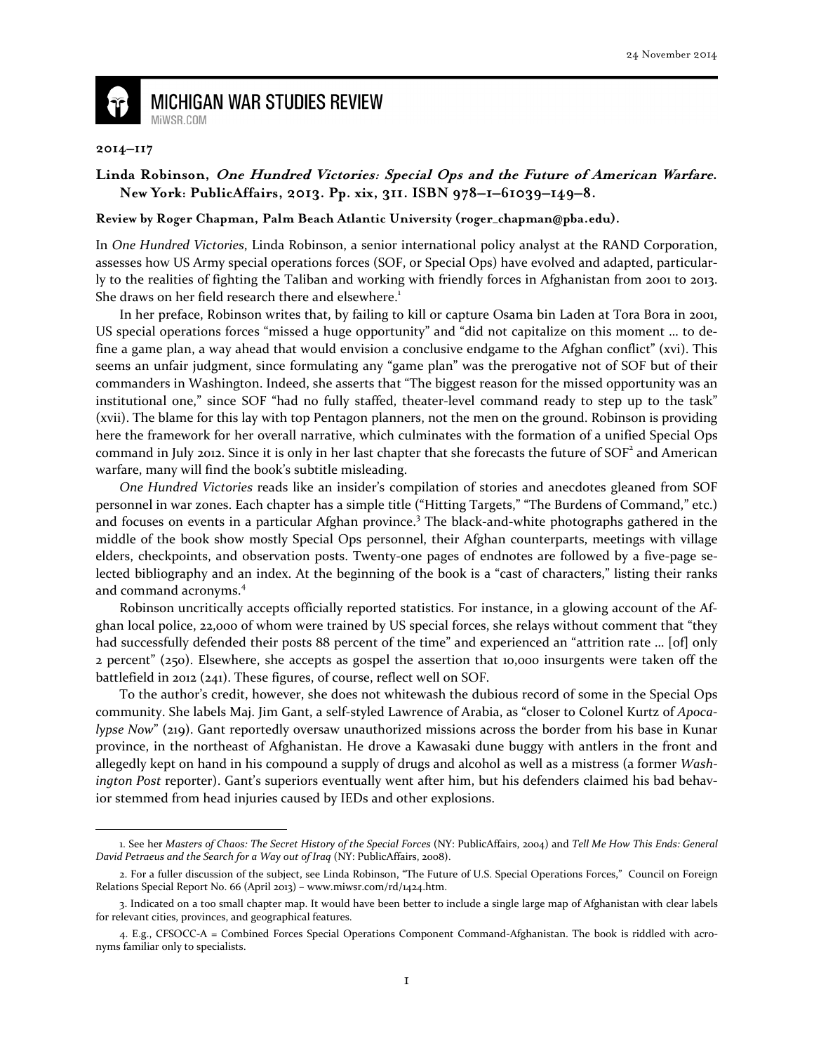24 November 2014

# MICHIGAN WAR STUDIES REVIEW

MiWSR.COM

**2014–117**

**Linda Robinson, *One Hundred Victories: Special Ops and the Future of American Warfare*. New York: PublicAffairs, 2013. Pp. xix, 311. ISBN 978–1–61039–149–8.**

**Review by Roger Chapman, Palm Beach Atlantic University (roger_chapman@pba.edu).**

In *One Hundred Victories*, Linda Robinson, a senior international policy analyst at the RAND Corporation, assesses how US Army special operations forces (SOF, or Special Ops) have evolved and adapted, particularly to the realities of fighting the Taliban and working with friendly forces in Afghanistan from 2001 to 2013. She draws on her field research there and elsewhere.[1]

In her preface, Robinson writes that, by failing to kill or capture Osama bin Laden at Tora Bora in 2001, US special operations forces "missed a huge opportunity" and "did not capitalize on this moment ... to define a game plan, a way ahead that would envision a conclusive endgame to the Afghan conflict" (xvi). This seems an unfair judgment, since formulating any "game plan" was the prerogative not of SOF but of their commanders in Washington. Indeed, she asserts that "The biggest reason for the missed opportunity was an institutional one," since SOF "had no fully staffed, theater-level command ready to step up to the task" (xvii). The blame for this lay with top Pentagon planners, not the men on the ground. Robinson is providing here the framework for her overall narrative, which culminates with the formation of a unified Special Ops command in July 2012. Since it is only in her last chapter that she forecasts the future of SOF[2] and American warfare, many will find the book's subtitle misleading.

*One Hundred Victories* reads like an insider's compilation of stories and anecdotes gleaned from SOF personnel in war zones. Each chapter has a simple title ("Hitting Targets," "The Burdens of Command," etc.) and focuses on events in a particular Afghan province.[3] The black-and-white photographs gathered in the middle of the book show mostly Special Ops personnel, their Afghan counterparts, meetings with village elders, checkpoints, and observation posts. Twenty-one pages of endnotes are followed by a five-page selected bibliography and an index. At the beginning of the book is a "cast of characters," listing their ranks and command acronyms.[4]

Robinson uncritically accepts officially reported statistics. For instance, in a glowing account of the Afghan local police, 22,000 of whom were trained by US special forces, she relays without comment that "they had successfully defended their posts 88 percent of the time" and experienced an "attrition rate ... [of] only 2 percent" (250). Elsewhere, she accepts as gospel the assertion that 10,000 insurgents were taken off the battlefield in 2012 (241). These figures, of course, reflect well on SOF.

To the author's credit, however, she does not whitewash the dubious record of some in the Special Ops community. She labels Maj. Jim Gant, a self-styled Lawrence of Arabia, as "closer to Colonel Kurtz of *Apocalypse Now*" (219). Gant reportedly oversaw unauthorized missions across the border from his base in Kunar province, in the northeast of Afghanistan. He drove a Kawasaki dune buggy with antlers in the front and allegedly kept on hand in his compound a supply of drugs and alcohol as well as a mistress (a former *Washington Post* reporter). Gant's superiors eventually went after him, but his defenders claimed his bad behavior stemmed from head injuries caused by IEDs and other explosions.

---

1. See her *Masters of Chaos: The Secret History of the Special Forces* (NY: PublicAffairs, 2004) and *Tell Me How This Ends: General David Petraeus and the Search for a Way out of Iraq* (NY: PublicAffairs, 2008).

2. For a fuller discussion of the subject, see Linda Robinson, "The Future of U.S. Special Operations Forces," Council on Foreign Relations Special Report No. 66 (April 2013) – www.miwsr.com/rd/1424.htm.

3. Indicated on a too small chapter map. It would have been better to include a single large map of Afghanistan with clear labels for relevant cities, provinces, and geographical features.

4. E.g., CFSOCC-A = Combined Forces Special Operations Component Command-Afghanistan. The book is riddled with acronyms familiar only to specialists.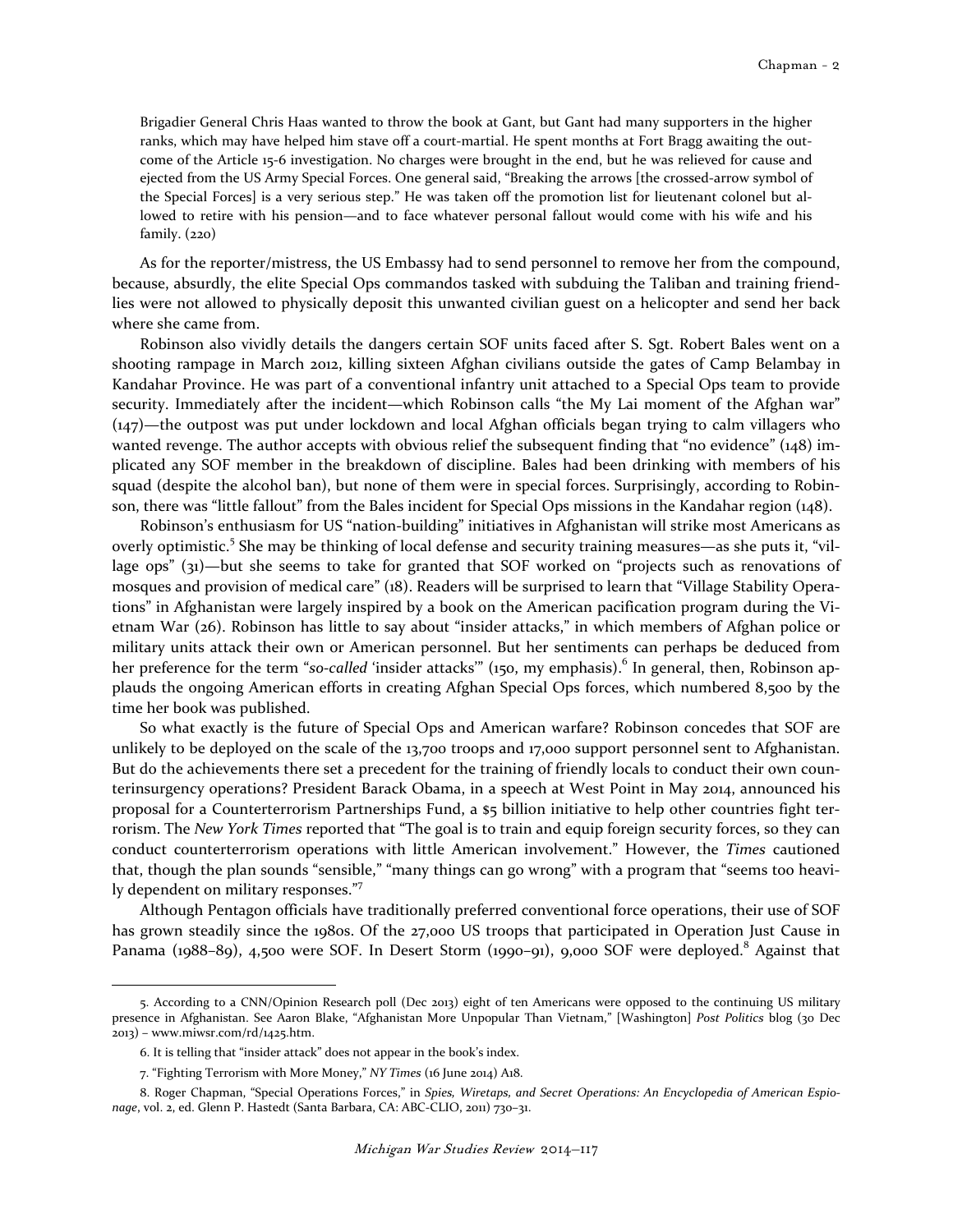> Brigadier General Chris Haas wanted to throw the book at Gant, but Gant had many supporters in the higher ranks, which may have helped him stave off a court-martial. He spent months at Fort Bragg awaiting the outcome of the Article 15-6 investigation. No charges were brought in the end, but he was relieved for cause and ejected from the US Army Special Forces. One general said, "Breaking the arrows [the crossed-arrow symbol of the Special Forces] is a very serious step." He was taken off the promotion list for lieutenant colonel but allowed to retire with his pension—and to face whatever personal fallout would come with his wife and his family. (220)

As for the reporter/mistress, the US Embassy had to send personnel to remove her from the compound, because, absurdly, the elite Special Ops commandos tasked with subduing the Taliban and training friendlies were not allowed to physically deposit this unwanted civilian guest on a helicopter and send her back where she came from.

Robinson also vividly details the dangers certain SOF units faced after S. Sgt. Robert Bales went on a shooting rampage in March 2012, killing sixteen Afghan civilians outside the gates of Camp Belambay in Kandahar Province. He was part of a conventional infantry unit attached to a Special Ops team to provide security. Immediately after the incident—which Robinson calls "the My Lai moment of the Afghan war" (147)—the outpost was put under lockdown and local Afghan officials began trying to calm villagers who wanted revenge. The author accepts with obvious relief the subsequent finding that "no evidence" (148) implicated any SOF member in the breakdown of discipline. Bales had been drinking with members of his squad (despite the alcohol ban), but none of them were in special forces. Surprisingly, according to Robinson, there was "little fallout" from the Bales incident for Special Ops missions in the Kandahar region (148).

Robinson's enthusiasm for US "nation-building" initiatives in Afghanistan will strike most Americans as overly optimistic.[5] She may be thinking of local defense and security training measures—as she puts it, "village ops" (31)—but she seems to take for granted that SOF worked on "projects such as renovations of mosques and provision of medical care" (18). Readers will be surprised to learn that "Village Stability Operations" in Afghanistan were largely inspired by a book on the American pacification program during the Vietnam War (26). Robinson has little to say about "insider attacks," in which members of Afghan police or military units attack their own or American personnel. But her sentiments can perhaps be deduced from her preference for the term "*so-called* 'insider attacks'" (150, my emphasis).[6] In general, then, Robinson applauds the ongoing American efforts in creating Afghan Special Ops forces, which numbered 8,500 by the time her book was published.

So what exactly is the future of Special Ops and American warfare? Robinson concedes that SOF are unlikely to be deployed on the scale of the 13,700 troops and 17,000 support personnel sent to Afghanistan. But do the achievements there set a precedent for the training of friendly locals to conduct their own counterinsurgency operations? President Barack Obama, in a speech at West Point in May 2014, announced his proposal for a Counterterrorism Partnerships Fund, a $5 billion initiative to help other countries fight terrorism. The *New York Times* reported that "The goal is to train and equip foreign security forces, so they can conduct counterterrorism operations with little American involvement." However, the *Times* cautioned that, though the plan sounds "sensible," "many things can go wrong" with a program that "seems too heavily dependent on military responses."[7]

Although Pentagon officials have traditionally preferred conventional force operations, their use of SOF has grown steadily since the 1980s. Of the 27,000 US troops that participated in Operation Just Cause in Panama (1988–89), 4,500 were SOF. In Desert Storm (1990–91), 9,000 SOF were deployed.[8] Against that

---

5. According to a CNN/Opinion Research poll (Dec 2013) eight of ten Americans were opposed to the continuing US military presence in Afghanistan. See Aaron Blake, "Afghanistan More Unpopular Than Vietnam," [Washington] *Post Politics* blog (30 Dec 2013) – www.miwsr.com/rd/1425.htm.

6. It is telling that "insider attack" does not appear in the book's index.

7. "Fighting Terrorism with More Money," *NY Times* (16 June 2014) A18.

8. Roger Chapman, "Special Operations Forces," in *Spies, Wiretaps, and Secret Operations: An Encyclopedia of American Espionage*, vol. 2, ed. Glenn P. Hastedt (Santa Barbara, CA: ABC-CLIO, 2011) 730–31.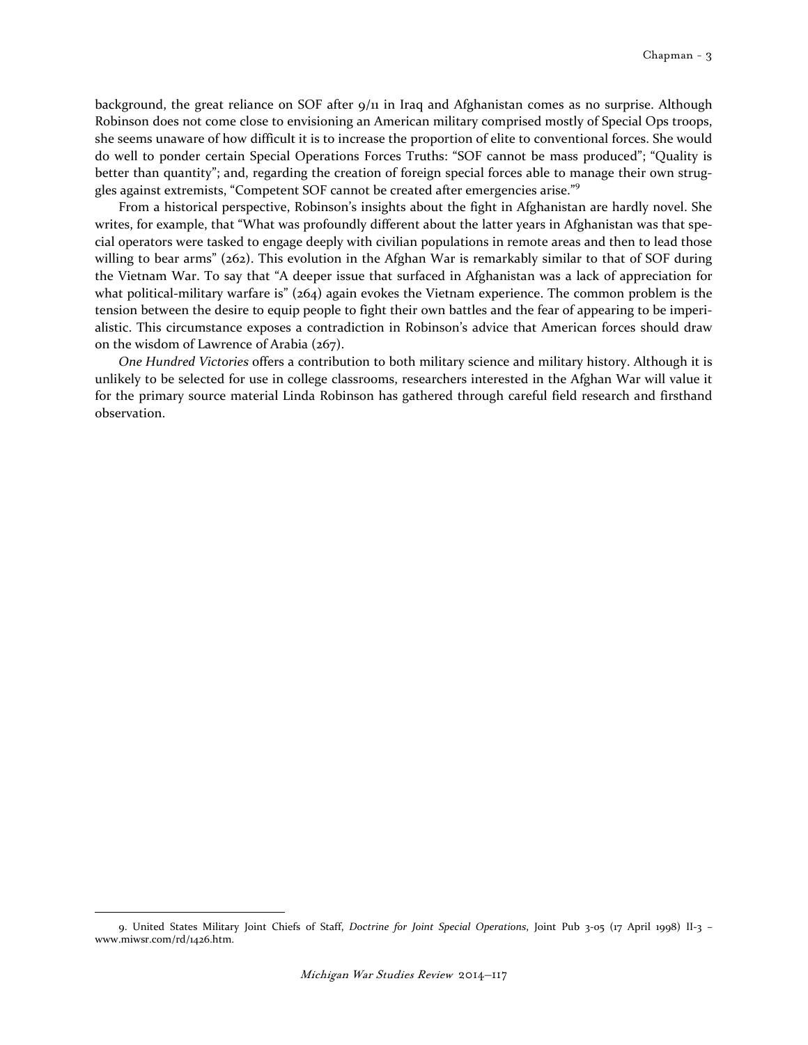background, the great reliance on SOF after 9/11 in Iraq and Afghanistan comes as no surprise. Although Robinson does not come close to envisioning an American military comprised mostly of Special Ops troops, she seems unaware of how difficult it is to increase the proportion of elite to conventional forces. She would do well to ponder certain Special Operations Forces Truths: "SOF cannot be mass produced"; "Quality is better than quantity"; and, regarding the creation of foreign special forces able to manage their own struggles against extremists, "Competent SOF cannot be created after emergencies arise."[9]

From a historical perspective, Robinson's insights about the fight in Afghanistan are hardly novel. She writes, for example, that "What was profoundly different about the latter years in Afghanistan was that special operators were tasked to engage deeply with civilian populations in remote areas and then to lead those willing to bear arms" (262). This evolution in the Afghan War is remarkably similar to that of SOF during the Vietnam War. To say that "A deeper issue that surfaced in Afghanistan was a lack of appreciation for what political-military warfare is" (264) again evokes the Vietnam experience. The common problem is the tension between the desire to equip people to fight their own battles and the fear of appearing to be imperialistic. This circumstance exposes a contradiction in Robinson's advice that American forces should draw on the wisdom of Lawrence of Arabia (267).

*One Hundred Victories* offers a contribution to both military science and military history. Although it is unlikely to be selected for use in college classrooms, researchers interested in the Afghan War will value it for the primary source material Linda Robinson has gathered through careful field research and firsthand observation.

9. United States Military Joint Chiefs of Staff, *Doctrine for Joint Special Operations*, Joint Pub 3-05 (17 April 1998) II-3 – www.miwsr.com/rd/1426.htm.